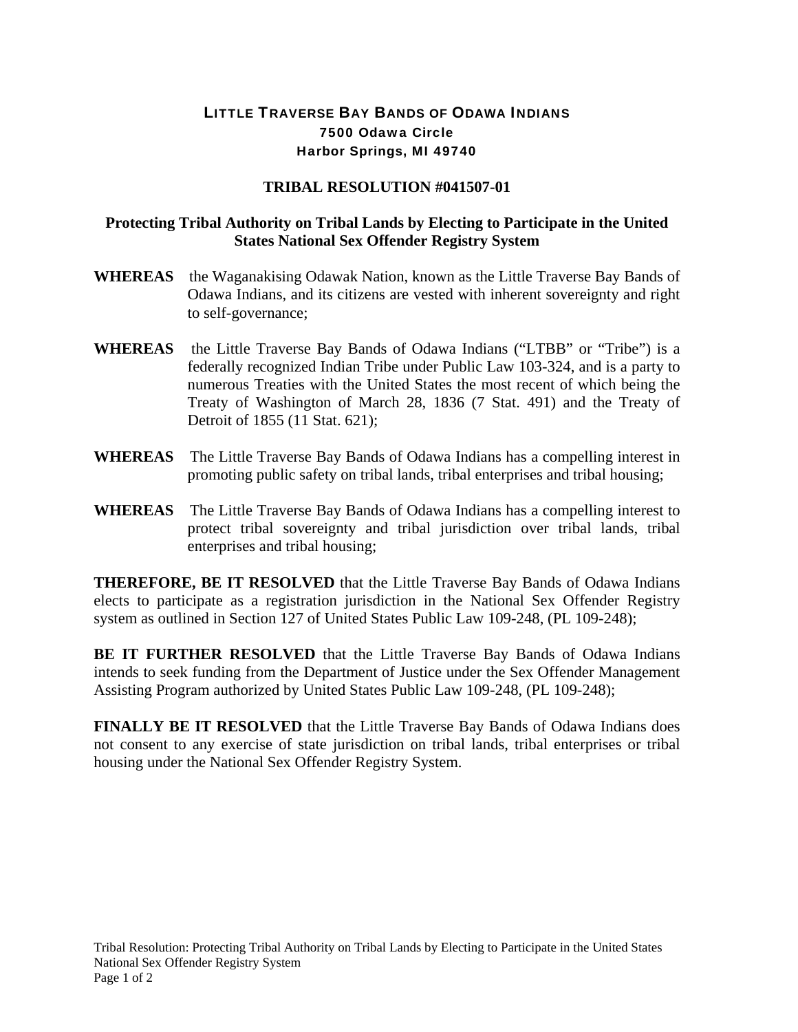# LITTLE TRAVERSE BAY BANDS OF ODAWA INDIANS

**7500 Odawa Circle**
**Harbor Springs, MI 49740**

## TRIBAL RESOLUTION #041507-01

### Protecting Tribal Authority on Tribal Lands by Electing to Participate in the United States National Sex Offender Registry System

**WHEREAS** the Waganakising Odawak Nation, known as the Little Traverse Bay Bands of Odawa Indians, and its citizens are vested with inherent sovereignty and right to self-governance;

**WHEREAS** the Little Traverse Bay Bands of Odawa Indians ("LTBB" or "Tribe") is a federally recognized Indian Tribe under Public Law 103-324, and is a party to numerous Treaties with the United States the most recent of which being the Treaty of Washington of March 28, 1836 (7 Stat. 491) and the Treaty of Detroit of 1855 (11 Stat. 621);

**WHEREAS** The Little Traverse Bay Bands of Odawa Indians has a compelling interest in promoting public safety on tribal lands, tribal enterprises and tribal housing;

**WHEREAS** The Little Traverse Bay Bands of Odawa Indians has a compelling interest to protect tribal sovereignty and tribal jurisdiction over tribal lands, tribal enterprises and tribal housing;

**THEREFORE, BE IT RESOLVED** that the Little Traverse Bay Bands of Odawa Indians elects to participate as a registration jurisdiction in the National Sex Offender Registry system as outlined in Section 127 of United States Public Law 109-248, (PL 109-248);

**BE IT FURTHER RESOLVED** that the Little Traverse Bay Bands of Odawa Indians intends to seek funding from the Department of Justice under the Sex Offender Management Assisting Program authorized by United States Public Law 109-248, (PL 109-248);

**FINALLY BE IT RESOLVED** that the Little Traverse Bay Bands of Odawa Indians does not consent to any exercise of state jurisdiction on tribal lands, tribal enterprises or tribal housing under the National Sex Offender Registry System.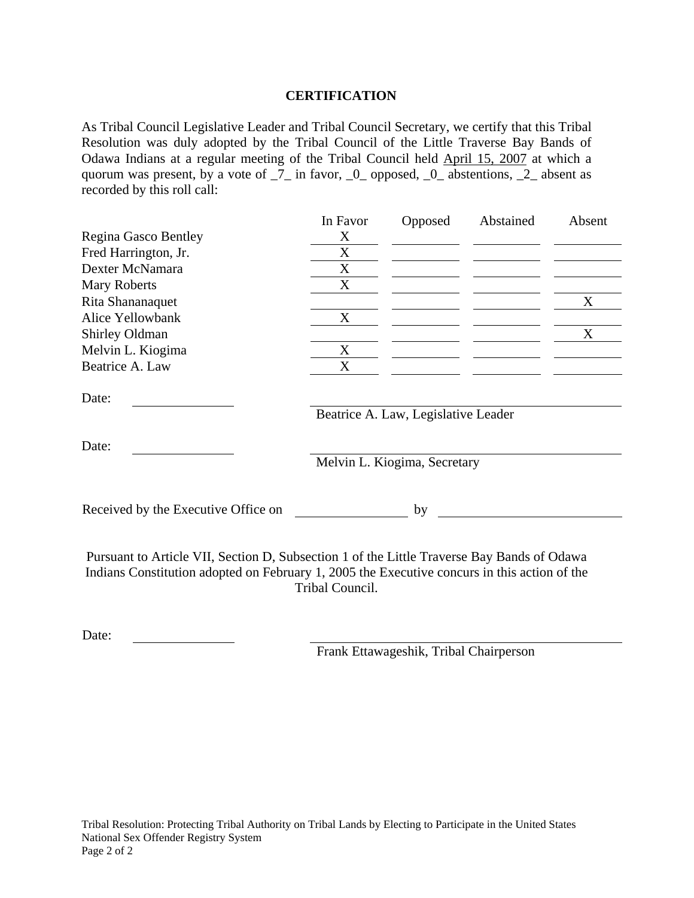**CERTIFICATION**

As Tribal Council Legislative Leader and Tribal Council Secretary, we certify that this Tribal Resolution was duly adopted by the Tribal Council of the Little Traverse Bay Bands of Odawa Indians at a regular meeting of the Tribal Council held April 15, 2007 at which a quorum was present, by a vote of _7_ in favor, _0_ opposed, _0_ abstentions, _2_ absent as recorded by this roll call:

| | In Favor | Opposed | Abstained | Absent |
|---|---|---|---|---|
| Regina Gasco Bentley | X | | | |
| Fred Harrington, Jr. | X | | | |
| Dexter McNamara | X | | | |
| Mary Roberts | X | | | |
| Rita Shananaquet | | | | X |
| Alice Yellowbank | X | | | |
| Shirley Oldman | | | | X |
| Melvin L. Kiogima | X | | | |
| Beatrice A. Law | X | | | |

Date: ______________

Beatrice A. Law, Legislative Leader

Date: ______________

Melvin L. Kiogima, Secretary

Received by the Executive Office on ______________ by ______________________

Pursuant to Article VII, Section D, Subsection 1 of the Little Traverse Bay Bands of Odawa Indians Constitution adopted on February 1, 2005 the Executive concurs in this action of the Tribal Council.

Date: ______________

Frank Ettawageshik, Tribal Chairperson

Tribal Resolution: Protecting Tribal Authority on Tribal Lands by Electing to Participate in the United States National Sex Offender Registry System